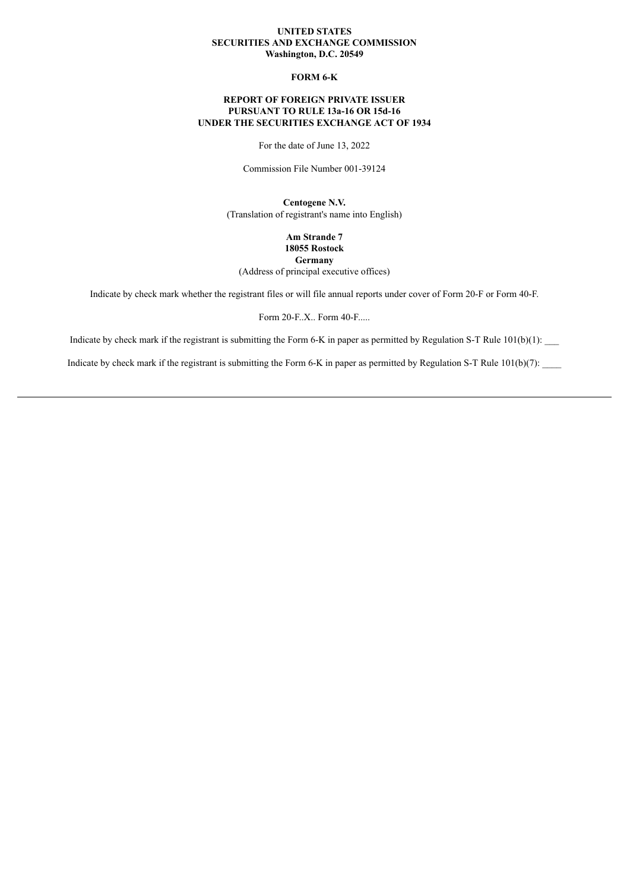**UNITED STATES**
**SECURITIES AND EXCHANGE COMMISSION**
**Washington, D.C. 20549**

**FORM 6-K**

**REPORT OF FOREIGN PRIVATE ISSUER**
**PURSUANT TO RULE 13a-16 OR 15d-16**
**UNDER THE SECURITIES EXCHANGE ACT OF 1934**

For the date of June 13, 2022

Commission File Number 001-39124

**Centogene N.V.**
(Translation of registrant's name into English)

**Am Strande 7**
**18055 Rostock**
**Germany**
(Address of principal executive offices)

Indicate by check mark whether the registrant files or will file annual reports under cover of Form 20-F or Form 40-F.

Form 20-F..X.. Form 40-F.....

Indicate by check mark if the registrant is submitting the Form 6-K in paper as permitted by Regulation S-T Rule 101(b)(1): ___

Indicate by check mark if the registrant is submitting the Form 6-K in paper as permitted by Regulation S-T Rule 101(b)(7): ____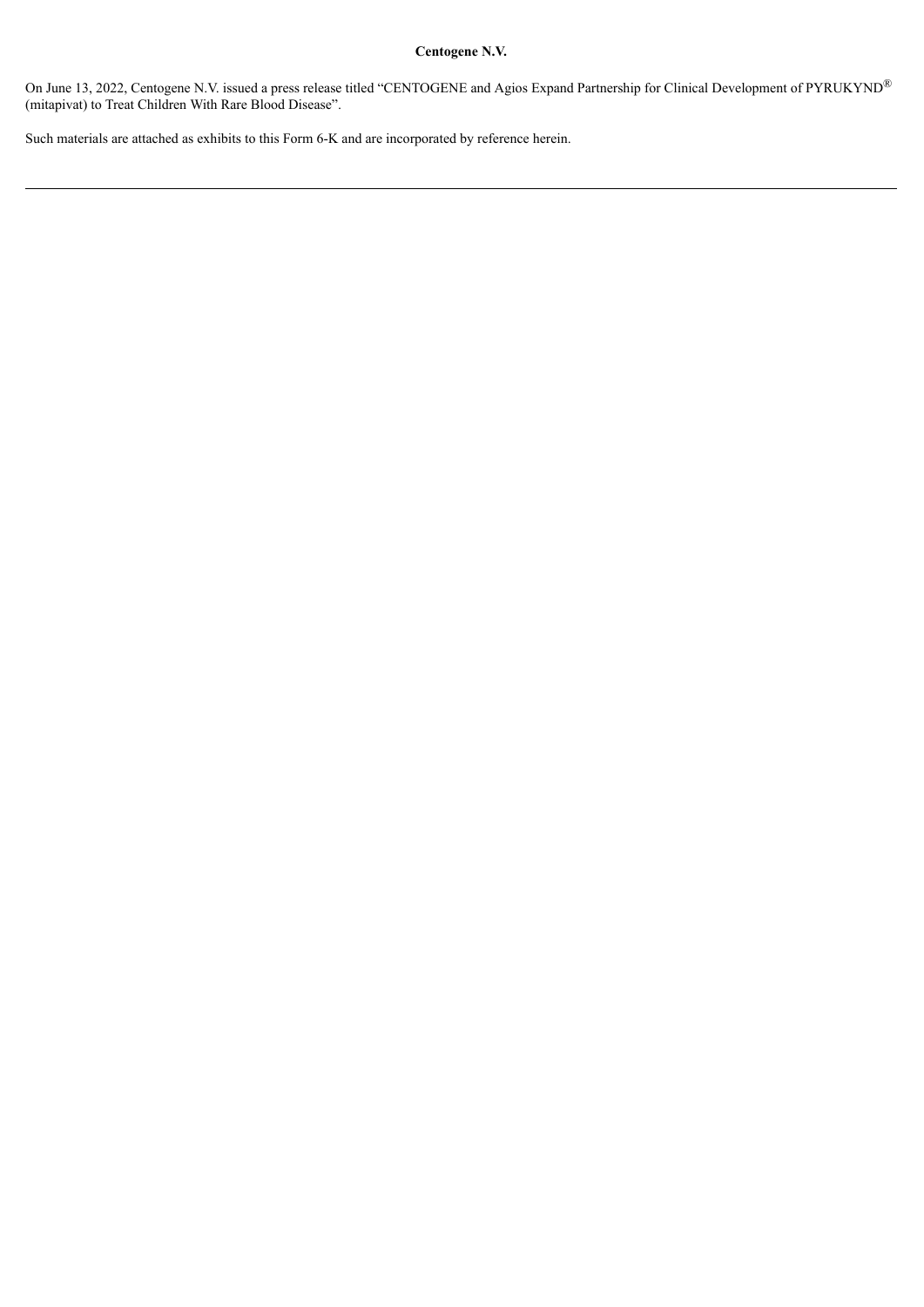**Centogene N.V.**

On June 13, 2022, Centogene N.V. issued a press release titled "CENTOGENE and Agios Expand Partnership for Clinical Development of PYRUKYND® (mitapivat) to Treat Children With Rare Blood Disease".

Such materials are attached as exhibits to this Form 6-K and are incorporated by reference herein.

---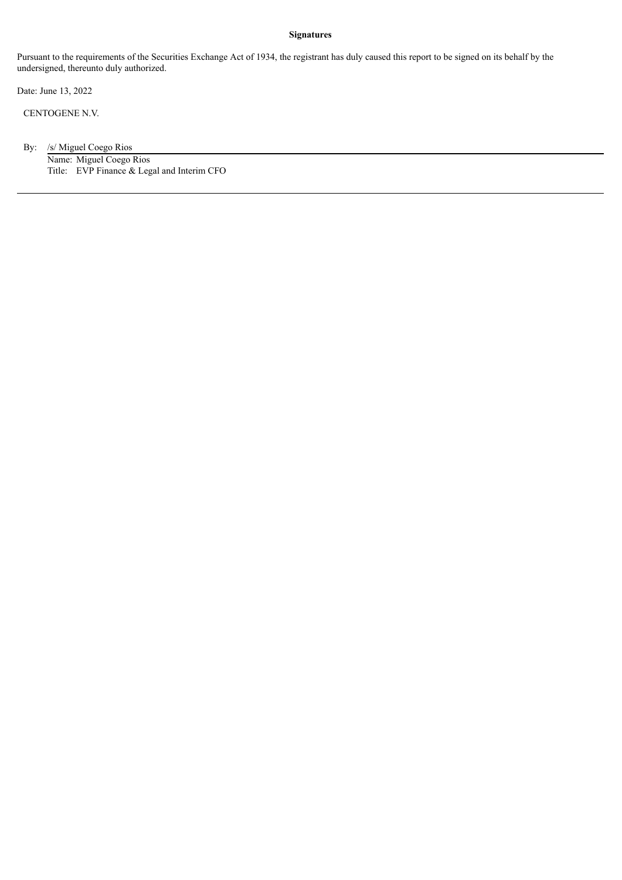**Signatures**

Pursuant to the requirements of the Securities Exchange Act of 1934, the registrant has duly caused this report to be signed on its behalf by the undersigned, thereunto duly authorized.

Date: June 13, 2022

CENTOGENE N.V.

By: /s/ Miguel Coego Rios

Name: Miguel Coego Rios

Title: EVP Finance & Legal and Interim CFO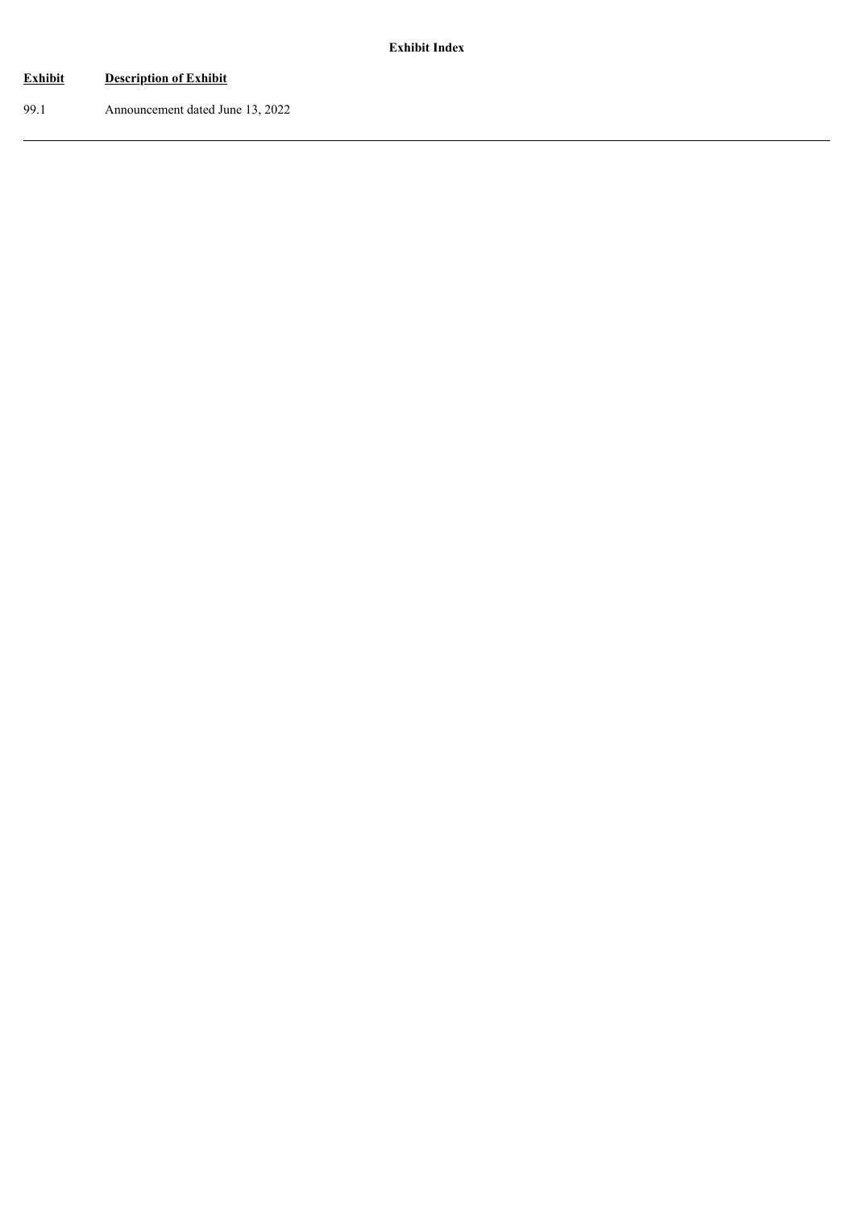**Exhibit Index**

| Exhibit | Description of Exhibit |
| --- | --- |
| 99.1 | Announcement dated June 13, 2022 |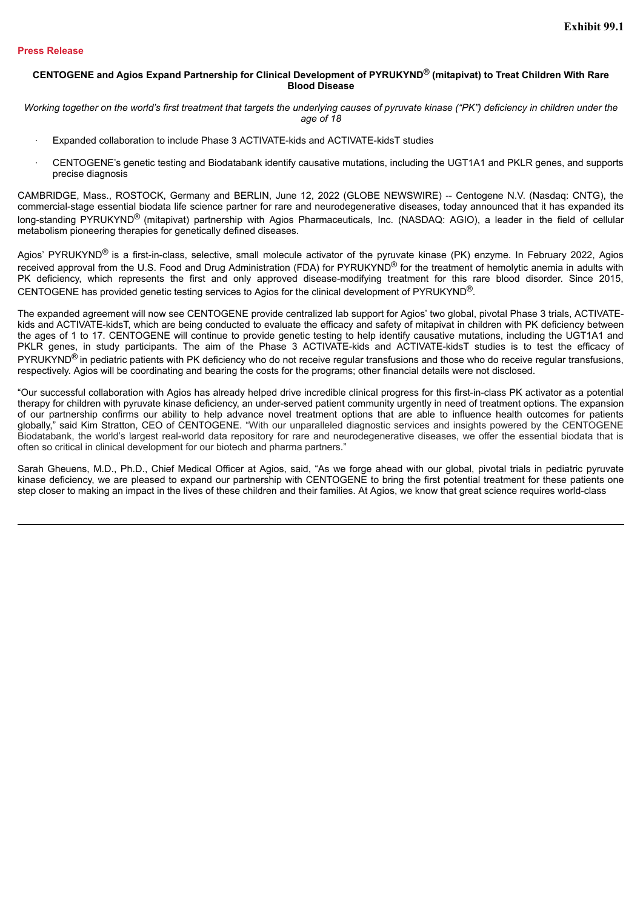**Exhibit 99.1**

**Press Release**

**CENTOGENE and Agios Expand Partnership for Clinical Development of PYRUKYND® (mitapivat) to Treat Children With Rare Blood Disease**

*Working together on the world's first treatment that targets the underlying causes of pyruvate kinase ("PK") deficiency in children under the age of 18*

- Expanded collaboration to include Phase 3 ACTIVATE-kids and ACTIVATE-kidsT studies
- CENTOGENE's genetic testing and Biodatabank identify causative mutations, including the UGT1A1 and PKLR genes, and supports precise diagnosis

CAMBRIDGE, Mass., ROSTOCK, Germany and BERLIN, June 12, 2022 (GLOBE NEWSWIRE) -- Centogene N.V. (Nasdaq: CNTG), the commercial-stage essential biodata life science partner for rare and neurodegenerative diseases, today announced that it has expanded its long-standing PYRUKYND® (mitapivat) partnership with Agios Pharmaceuticals, Inc. (NASDAQ: AGIO), a leader in the field of cellular metabolism pioneering therapies for genetically defined diseases.

Agios' PYRUKYND® is a first-in-class, selective, small molecule activator of the pyruvate kinase (PK) enzyme. In February 2022, Agios received approval from the U.S. Food and Drug Administration (FDA) for PYRUKYND® for the treatment of hemolytic anemia in adults with PK deficiency, which represents the first and only approved disease-modifying treatment for this rare blood disorder. Since 2015, CENTOGENE has provided genetic testing services to Agios for the clinical development of PYRUKYND®.

The expanded agreement will now see CENTOGENE provide centralized lab support for Agios' two global, pivotal Phase 3 trials, ACTIVATE-kids and ACTIVATE-kidsT, which are being conducted to evaluate the efficacy and safety of mitapivat in children with PK deficiency between the ages of 1 to 17. CENTOGENE will continue to provide genetic testing to help identify causative mutations, including the UGT1A1 and PKLR genes, in study participants. The aim of the Phase 3 ACTIVATE-kids and ACTIVATE-kidsT studies is to test the efficacy of PYRUKYND® in pediatric patients with PK deficiency who do not receive regular transfusions and those who do receive regular transfusions, respectively. Agios will be coordinating and bearing the costs for the programs; other financial details were not disclosed.

"Our successful collaboration with Agios has already helped drive incredible clinical progress for this first-in-class PK activator as a potential therapy for children with pyruvate kinase deficiency, an under-served patient community urgently in need of treatment options. The expansion of our partnership confirms our ability to help advance novel treatment options that are able to influence health outcomes for patients globally," said Kim Stratton, CEO of CENTOGENE. "With our unparalleled diagnostic services and insights powered by the CENTOGENE Biodatabank, the world's largest real-world data repository for rare and neurodegenerative diseases, we offer the essential biodata that is often so critical in clinical development for our biotech and pharma partners."

Sarah Gheuens, M.D., Ph.D., Chief Medical Officer at Agios, said, "As we forge ahead with our global, pivotal trials in pediatric pyruvate kinase deficiency, we are pleased to expand our partnership with CENTOGENE to bring the first potential treatment for these patients one step closer to making an impact in the lives of these children and their families. At Agios, we know that great science requires world-class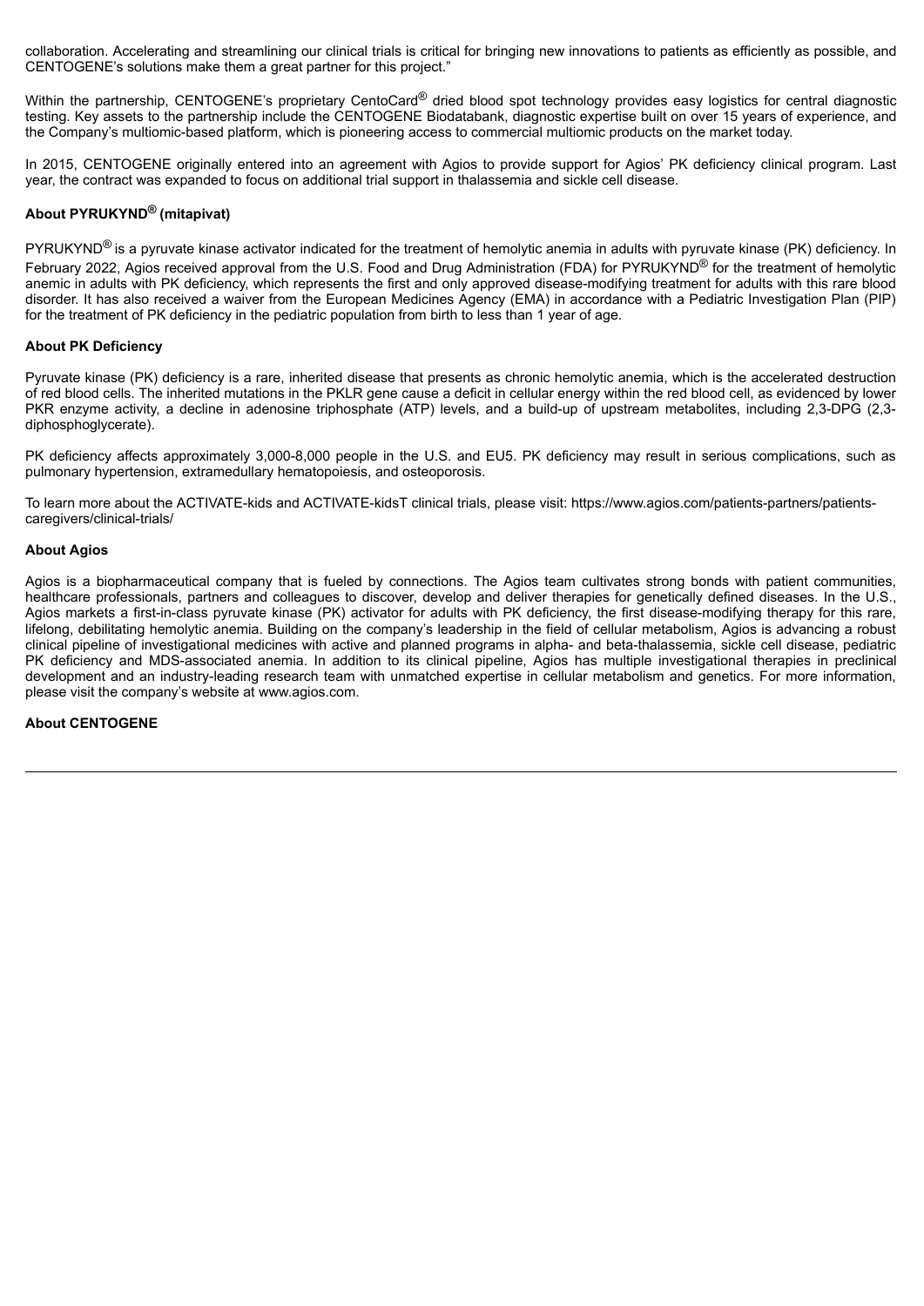collaboration. Accelerating and streamlining our clinical trials is critical for bringing new innovations to patients as efficiently as possible, and CENTOGENE's solutions make them a great partner for this project."

Within the partnership, CENTOGENE's proprietary CentoCard® dried blood spot technology provides easy logistics for central diagnostic testing. Key assets to the partnership include the CENTOGENE Biodatabank, diagnostic expertise built on over 15 years of experience, and the Company's multiomic-based platform, which is pioneering access to commercial multiomic products on the market today.

In 2015, CENTOGENE originally entered into an agreement with Agios to provide support for Agios' PK deficiency clinical program. Last year, the contract was expanded to focus on additional trial support in thalassemia and sickle cell disease.

### About PYRUKYND® (mitapivat)

PYRUKYND® is a pyruvate kinase activator indicated for the treatment of hemolytic anemia in adults with pyruvate kinase (PK) deficiency. In February 2022, Agios received approval from the U.S. Food and Drug Administration (FDA) for PYRUKYND® for the treatment of hemolytic anemic in adults with PK deficiency, which represents the first and only approved disease-modifying treatment for adults with this rare blood disorder. It has also received a waiver from the European Medicines Agency (EMA) in accordance with a Pediatric Investigation Plan (PIP) for the treatment of PK deficiency in the pediatric population from birth to less than 1 year of age.

### About PK Deficiency

Pyruvate kinase (PK) deficiency is a rare, inherited disease that presents as chronic hemolytic anemia, which is the accelerated destruction of red blood cells. The inherited mutations in the PKLR gene cause a deficit in cellular energy within the red blood cell, as evidenced by lower PKR enzyme activity, a decline in adenosine triphosphate (ATP) levels, and a build-up of upstream metabolites, including 2,3-DPG (2,3-diphosphoglycerate).

PK deficiency affects approximately 3,000-8,000 people in the U.S. and EU5. PK deficiency may result in serious complications, such as pulmonary hypertension, extramedullary hematopoiesis, and osteoporosis.

To learn more about the ACTIVATE-kids and ACTIVATE-kidsT clinical trials, please visit: https://www.agios.com/patients-partners/patients-caregivers/clinical-trials/

### About Agios

Agios is a biopharmaceutical company that is fueled by connections. The Agios team cultivates strong bonds with patient communities, healthcare professionals, partners and colleagues to discover, develop and deliver therapies for genetically defined diseases. In the U.S., Agios markets a first-in-class pyruvate kinase (PK) activator for adults with PK deficiency, the first disease-modifying therapy for this rare, lifelong, debilitating hemolytic anemia. Building on the company's leadership in the field of cellular metabolism, Agios is advancing a robust clinical pipeline of investigational medicines with active and planned programs in alpha- and beta-thalassemia, sickle cell disease, pediatric PK deficiency and MDS-associated anemia. In addition to its clinical pipeline, Agios has multiple investigational therapies in preclinical development and an industry-leading research team with unmatched expertise in cellular metabolism and genetics. For more information, please visit the company's website at www.agios.com.

### About CENTOGENE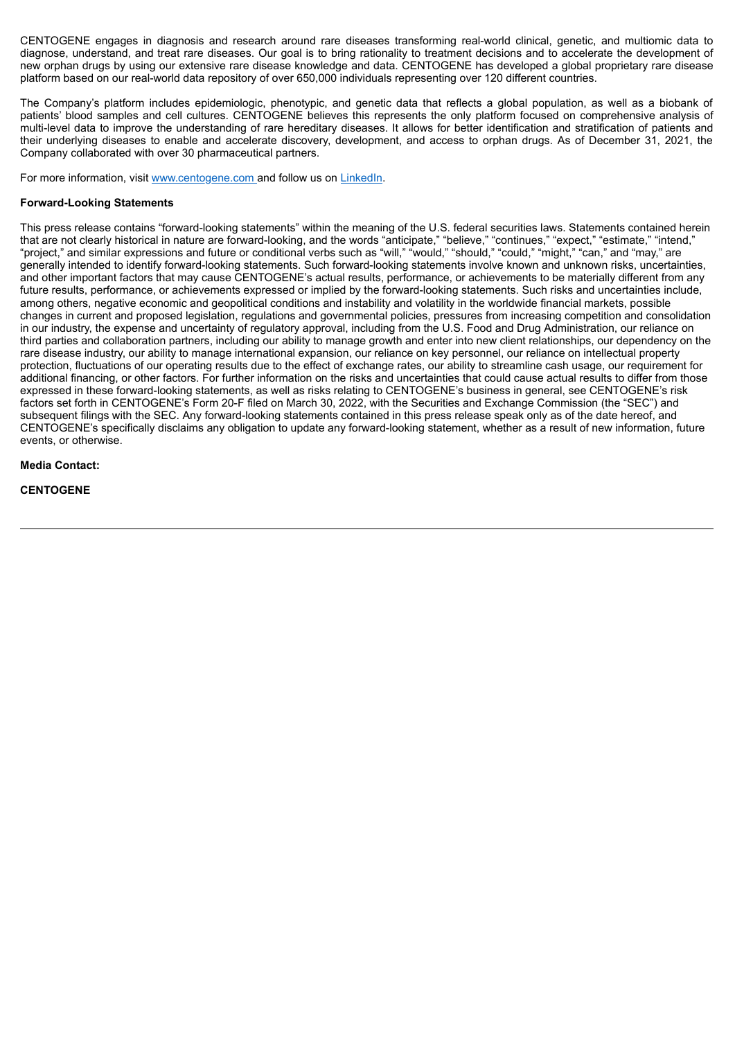CENTOGENE engages in diagnosis and research around rare diseases transforming real-world clinical, genetic, and multiomic data to diagnose, understand, and treat rare diseases. Our goal is to bring rationality to treatment decisions and to accelerate the development of new orphan drugs by using our extensive rare disease knowledge and data. CENTOGENE has developed a global proprietary rare disease platform based on our real-world data repository of over 650,000 individuals representing over 120 different countries.

The Company's platform includes epidemiologic, phenotypic, and genetic data that reflects a global population, as well as a biobank of patients' blood samples and cell cultures. CENTOGENE believes this represents the only platform focused on comprehensive analysis of multi-level data to improve the understanding of rare hereditary diseases. It allows for better identification and stratification of patients and their underlying diseases to enable and accelerate discovery, development, and access to orphan drugs. As of December 31, 2021, the Company collaborated with over 30 pharmaceutical partners.

For more information, visit [www.centogene.com](www.centogene.com) and follow us on [LinkedIn](LinkedIn).

**Forward-Looking Statements**

This press release contains "forward-looking statements" within the meaning of the U.S. federal securities laws. Statements contained herein that are not clearly historical in nature are forward-looking, and the words "anticipate," "believe," "continues," "expect," "estimate," "intend," "project," and similar expressions and future or conditional verbs such as "will," "would," "should," "could," "might," "can," and "may," are generally intended to identify forward-looking statements. Such forward-looking statements involve known and unknown risks, uncertainties, and other important factors that may cause CENTOGENE's actual results, performance, or achievements to be materially different from any future results, performance, or achievements expressed or implied by the forward-looking statements. Such risks and uncertainties include, among others, negative economic and geopolitical conditions and instability and volatility in the worldwide financial markets, possible changes in current and proposed legislation, regulations and governmental policies, pressures from increasing competition and consolidation in our industry, the expense and uncertainty of regulatory approval, including from the U.S. Food and Drug Administration, our reliance on third parties and collaboration partners, including our ability to manage growth and enter into new client relationships, our dependency on the rare disease industry, our ability to manage international expansion, our reliance on key personnel, our reliance on intellectual property protection, fluctuations of our operating results due to the effect of exchange rates, our ability to streamline cash usage, our requirement for additional financing, or other factors. For further information on the risks and uncertainties that could cause actual results to differ from those expressed in these forward-looking statements, as well as risks relating to CENTOGENE's business in general, see CENTOGENE's risk factors set forth in CENTOGENE's Form 20-F filed on March 30, 2022, with the Securities and Exchange Commission (the "SEC") and subsequent filings with the SEC. Any forward-looking statements contained in this press release speak only as of the date hereof, and CENTOGENE's specifically disclaims any obligation to update any forward-looking statement, whether as a result of new information, future events, or otherwise.

**Media Contact:**

**CENTOGENE**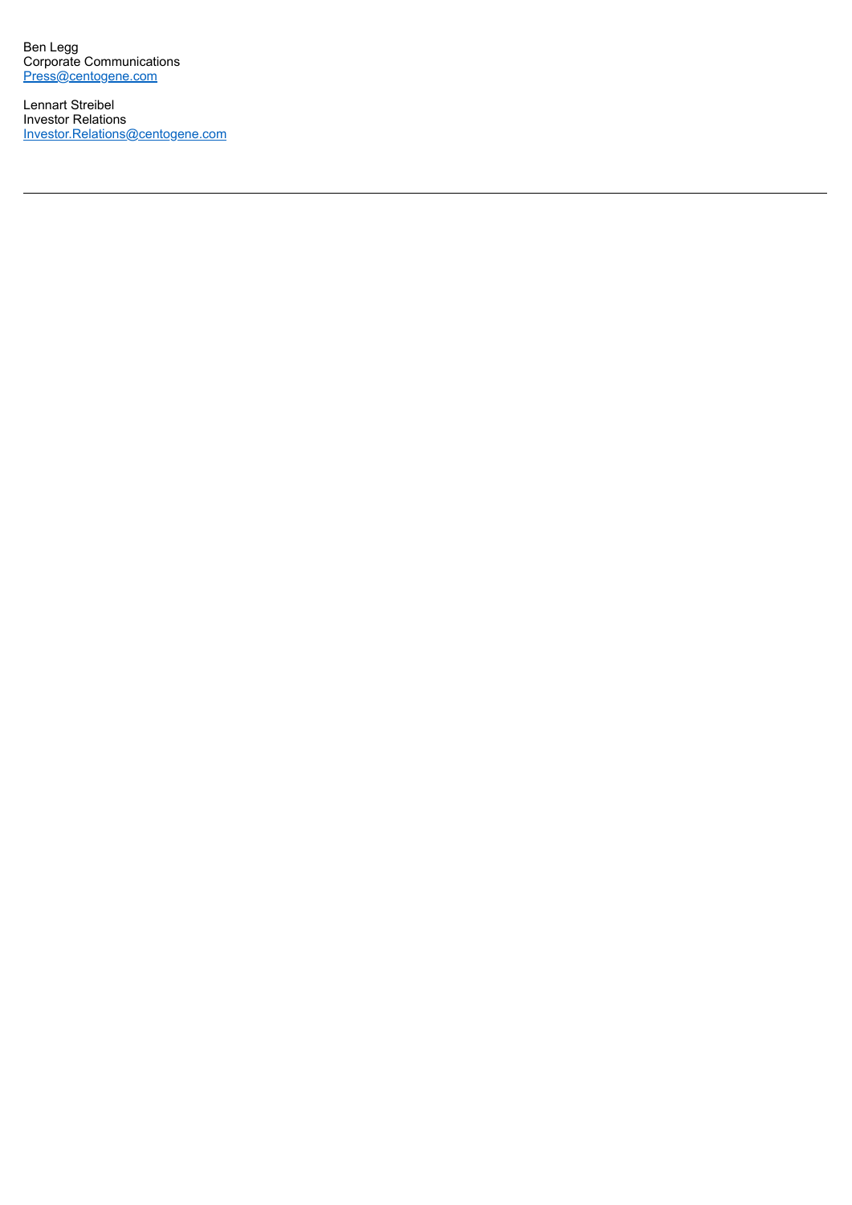Ben Legg
Corporate Communications
[Press@centogene.com](mailto:Press@centogene.com)

Lennart Streibel
Investor Relations
[Investor.Relations@centogene.com](mailto:Investor.Relations@centogene.com)

---